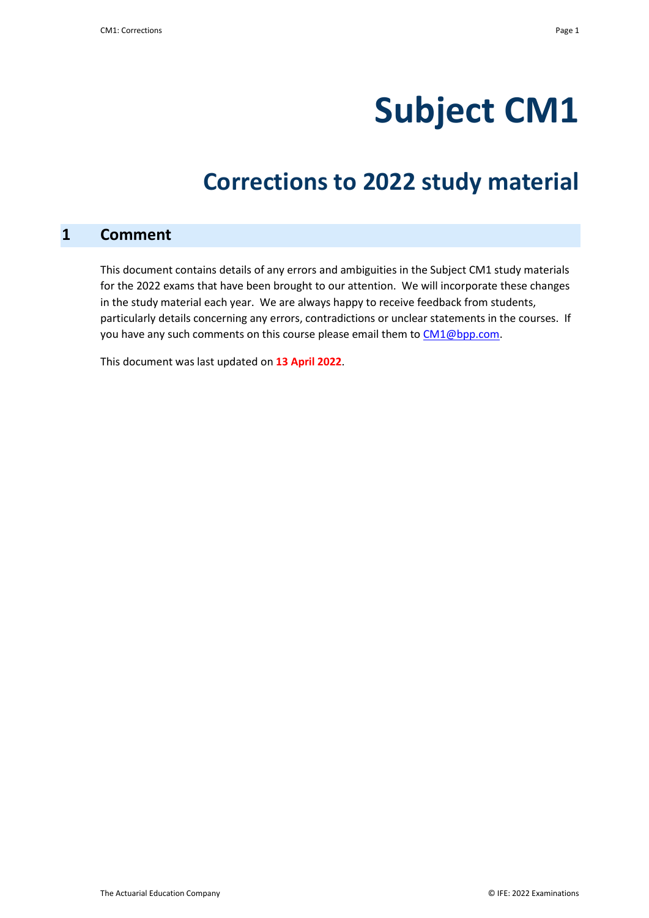# Subject CM1

## Corrections to 2022 study material

## 1 Comment

This document contains details of any errors and ambiguities in the Subject CM1 study materials for the 2022 exams that have been brought to our attention. We will incorporate these changes in the study material each year. We are always happy to receive feedback from students, particularly details concerning any errors, contradictions or unclear statements in the courses. If you have any such comments on this course please email them to CM1@bpp.com.

This document was last updated on **13 April 2022**.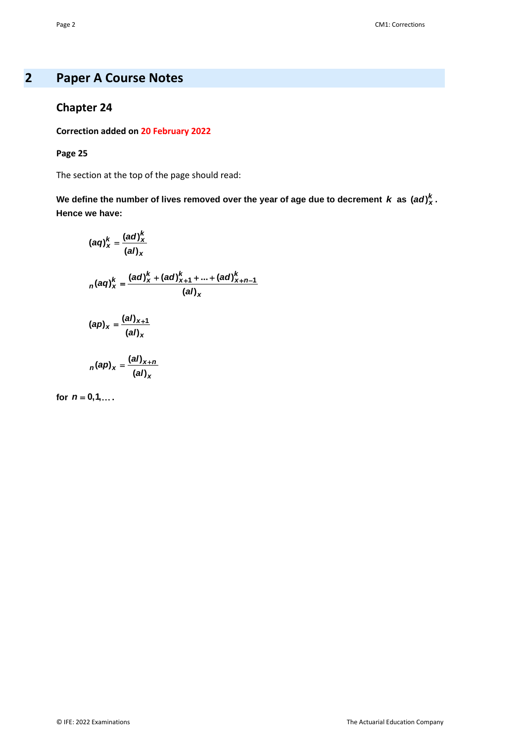# 2 Paper A Course Notes

## Chapter 24

**Correction added on 20 February 2022**

**Page 25**

The section at the top of the page should read:

**We define the number of lives removed over the year of age due to decrement $k$ as $(ad)_x^k$. Hence we have:**

$$(aq)_x^k = \frac{(ad)_x^k}{(al)_x}$$

$$_n(aq)_x^k = \frac{(ad)_x^k + (ad)_{x+1}^k + \ldots + (ad)_{x+n-1}^k}{(al)_x}$$

$$(ap)_x = \frac{(al)_{x+1}}{(al)_x}$$

$$_n(ap)_x = \frac{(al)_{x+n}}{(al)_x}$$

**for $n = 0,1,\ldots$.**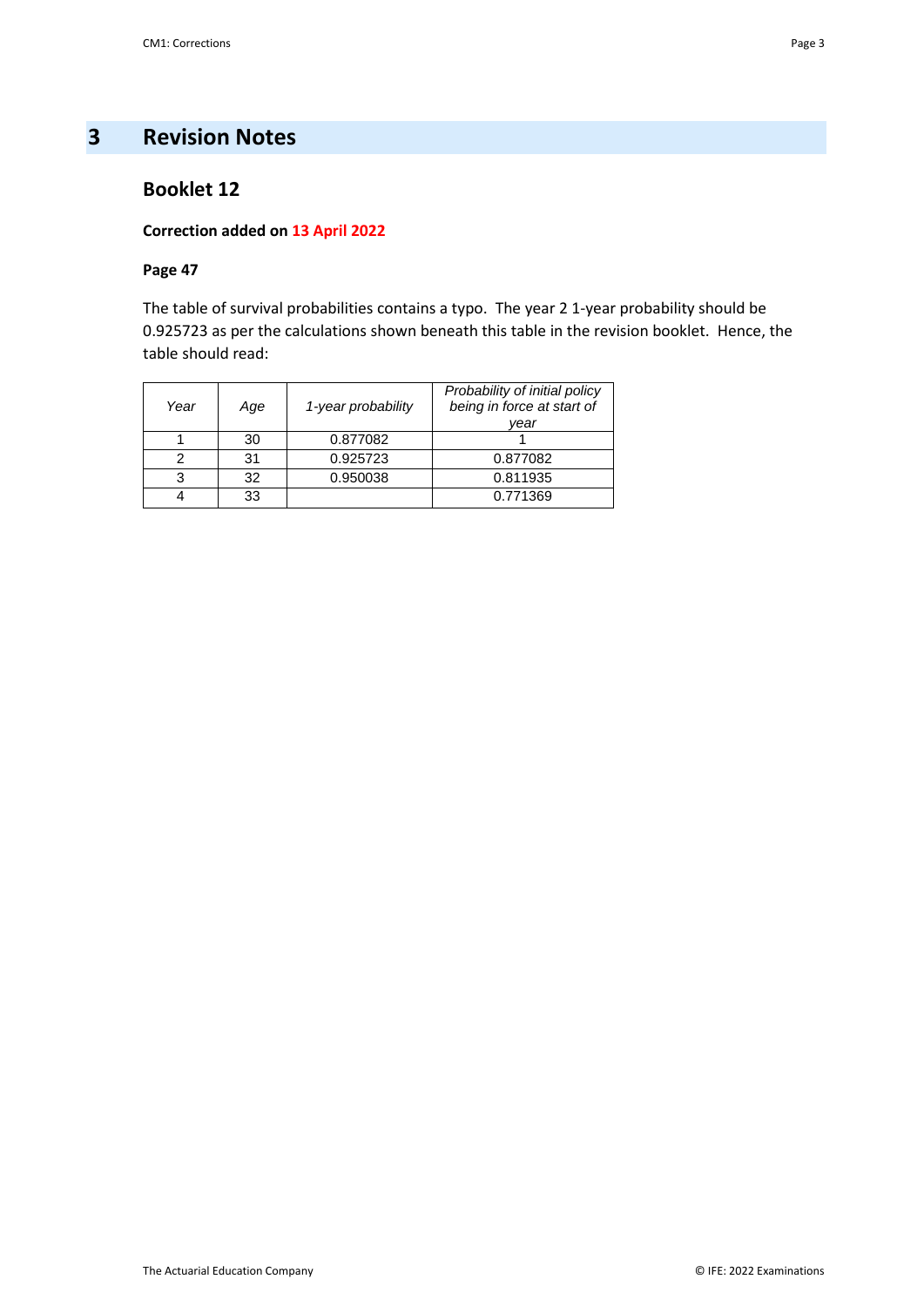# 3 Revision Notes

## Booklet 12

**Correction added on 13 April 2022**

**Page 47**

The table of survival probabilities contains a typo. The year 2 1-year probability should be 0.925723 as per the calculations shown beneath this table in the revision booklet. Hence, the table should read:

| *Year* | *Age* | *1-year probability* | *Probability of initial policy being in force at start of year* |
|---|---|---|---|
| 1 | 30 | 0.877082 | 1 |
| 2 | 31 | 0.925723 | 0.877082 |
| 3 | 32 | 0.950038 | 0.811935 |
| 4 | 33 | | 0.771369 |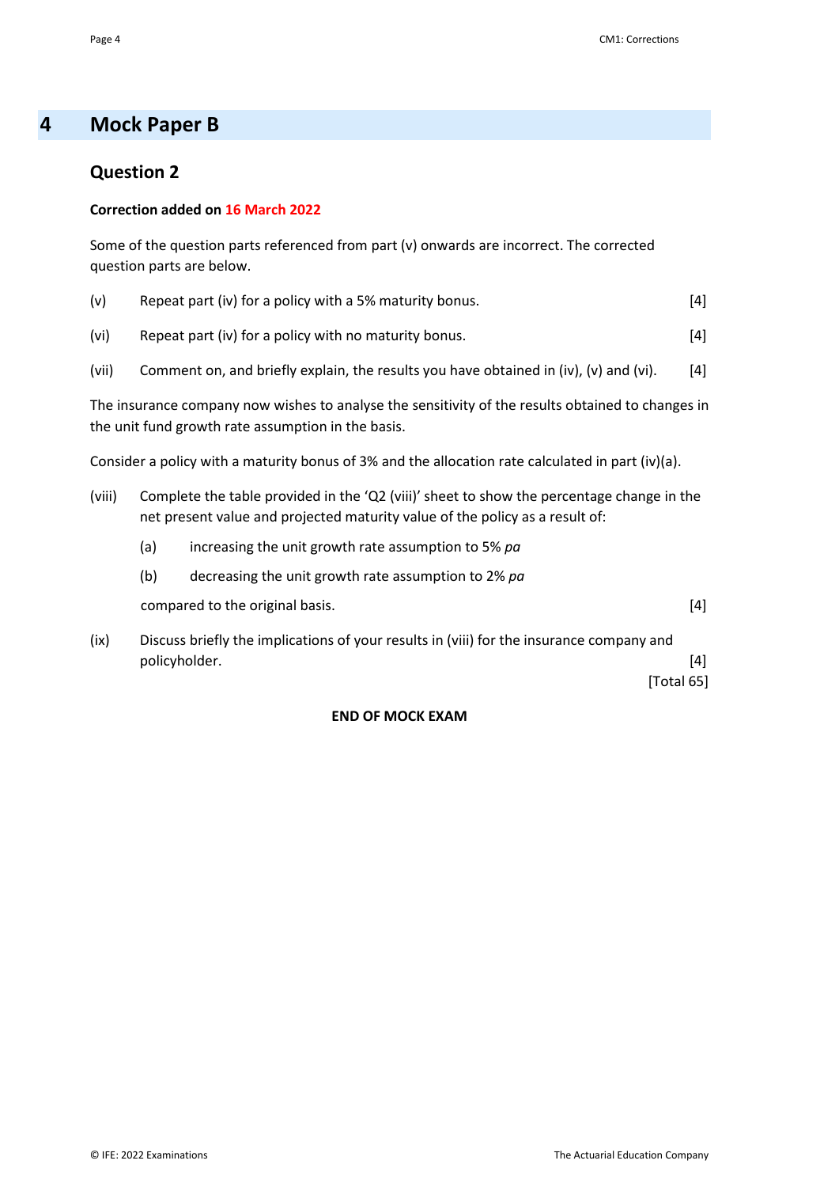# 4 Mock Paper B

## Question 2

**Correction added on 16 March 2022**

Some of the question parts referenced from part (v) onwards are incorrect. The corrected question parts are below.

(v) Repeat part (iv) for a policy with a 5% maturity bonus. [4]

(vi) Repeat part (iv) for a policy with no maturity bonus. [4]

(vii) Comment on, and briefly explain, the results you have obtained in (iv), (v) and (vi). [4]

The insurance company now wishes to analyse the sensitivity of the results obtained to changes in the unit fund growth rate assumption in the basis.

Consider a policy with a maturity bonus of 3% and the allocation rate calculated in part (iv)(a).

(viii) Complete the table provided in the 'Q2 (viii)' sheet to show the percentage change in the net present value and projected maturity value of the policy as a result of:

- (a) increasing the unit growth rate assumption to 5% *pa*
- (b) decreasing the unit growth rate assumption to 2% *pa*

compared to the original basis. [4]

(ix) Discuss briefly the implications of your results in (viii) for the insurance company and policyholder. [4]

[Total 65]

**END OF MOCK EXAM**